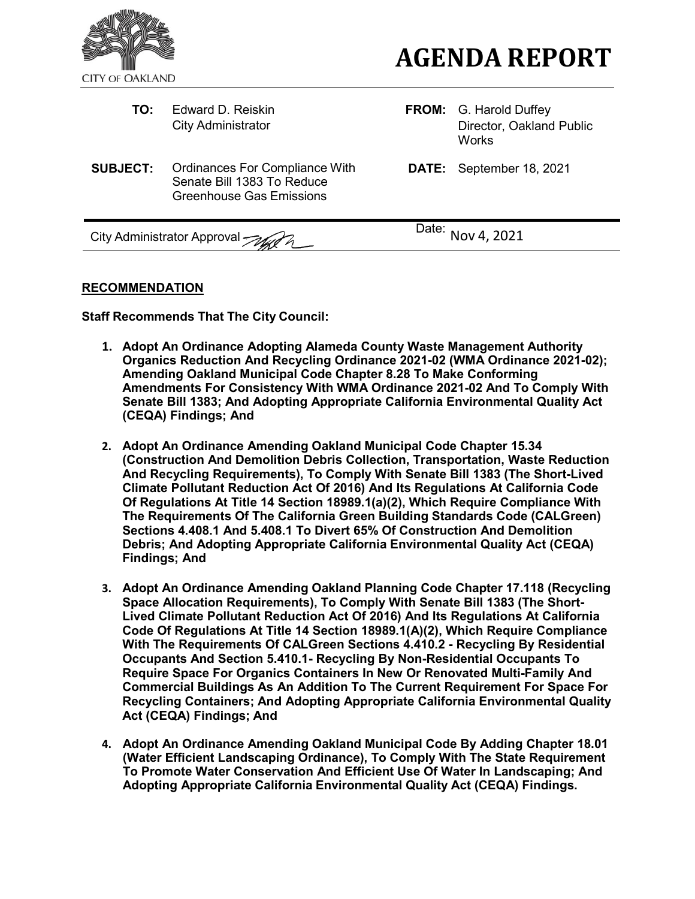CITY OF OAKLAND

# AGENDA REPORT

| | | | |
|---|---|---|---|
| **TO:** | Edward D. Reiskin<br>City Administrator | **FROM:** | G. Harold Duffey<br>Director, Oakland Public Works |
| **SUBJECT:** | Ordinances For Compliance With Senate Bill 1383 To Reduce Greenhouse Gas Emissions | **DATE:** | September 18, 2021 |

City Administrator Approval

Date: Nov 4, 2021

## RECOMMENDATION

**Staff Recommends That The City Council:**

1. **Adopt An Ordinance Adopting Alameda County Waste Management Authority Organics Reduction And Recycling Ordinance 2021-02 (WMA Ordinance 2021-02); Amending Oakland Municipal Code Chapter 8.28 To Make Conforming Amendments For Consistency With WMA Ordinance 2021-02 And To Comply With Senate Bill 1383; And Adopting Appropriate California Environmental Quality Act (CEQA) Findings; And**

2. **Adopt An Ordinance Amending Oakland Municipal Code Chapter 15.34 (Construction And Demolition Debris Collection, Transportation, Waste Reduction And Recycling Requirements), To Comply With Senate Bill 1383 (The Short-Lived Climate Pollutant Reduction Act Of 2016) And Its Regulations At California Code Of Regulations At Title 14 Section 18989.1(a)(2), Which Require Compliance With The Requirements Of The California Green Building Standards Code (CALGreen) Sections 4.408.1 And 5.408.1 To Divert 65% Of Construction And Demolition Debris; And Adopting Appropriate California Environmental Quality Act (CEQA) Findings; And**

3. **Adopt An Ordinance Amending Oakland Planning Code Chapter 17.118 (Recycling Space Allocation Requirements), To Comply With Senate Bill 1383 (The Short-Lived Climate Pollutant Reduction Act Of 2016) And Its Regulations At California Code Of Regulations At Title 14 Section 18989.1(A)(2), Which Require Compliance With The Requirements Of CALGreen Sections 4.410.2 - Recycling By Residential Occupants And Section 5.410.1- Recycling By Non-Residential Occupants To Require Space For Organics Containers In New Or Renovated Multi-Family And Commercial Buildings As An Addition To The Current Requirement For Space For Recycling Containers; And Adopting Appropriate California Environmental Quality Act (CEQA) Findings; And**

4. **Adopt An Ordinance Amending Oakland Municipal Code By Adding Chapter 18.01 (Water Efficient Landscaping Ordinance), To Comply With The State Requirement To Promote Water Conservation And Efficient Use Of Water In Landscaping; And Adopting Appropriate California Environmental Quality Act (CEQA) Findings.**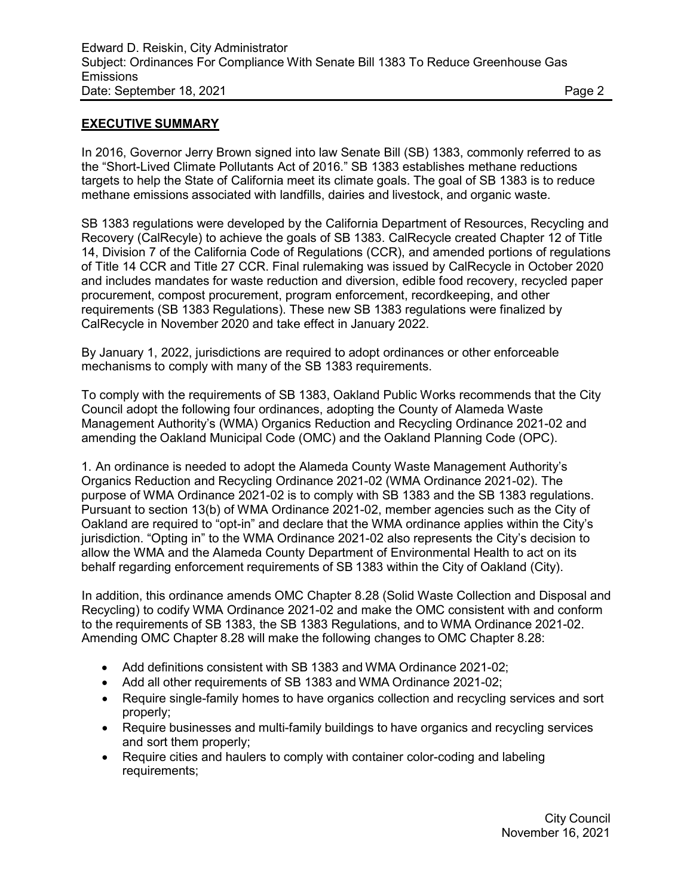## EXECUTIVE SUMMARY

In 2016, Governor Jerry Brown signed into law Senate Bill (SB) 1383, commonly referred to as the "Short-Lived Climate Pollutants Act of 2016." SB 1383 establishes methane reductions targets to help the State of California meet its climate goals. The goal of SB 1383 is to reduce methane emissions associated with landfills, dairies and livestock, and organic waste.

SB 1383 regulations were developed by the California Department of Resources, Recycling and Recovery (CalRecyle) to achieve the goals of SB 1383. CalRecycle created Chapter 12 of Title 14, Division 7 of the California Code of Regulations (CCR), and amended portions of regulations of Title 14 CCR and Title 27 CCR. Final rulemaking was issued by CalRecycle in October 2020 and includes mandates for waste reduction and diversion, edible food recovery, recycled paper procurement, compost procurement, program enforcement, recordkeeping, and other requirements (SB 1383 Regulations). These new SB 1383 regulations were finalized by CalRecycle in November 2020 and take effect in January 2022.

By January 1, 2022, jurisdictions are required to adopt ordinances or other enforceable mechanisms to comply with many of the SB 1383 requirements.

To comply with the requirements of SB 1383, Oakland Public Works recommends that the City Council adopt the following four ordinances, adopting the County of Alameda Waste Management Authority's (WMA) Organics Reduction and Recycling Ordinance 2021-02 and amending the Oakland Municipal Code (OMC) and the Oakland Planning Code (OPC).

1. An ordinance is needed to adopt the Alameda County Waste Management Authority's Organics Reduction and Recycling Ordinance 2021-02 (WMA Ordinance 2021-02). The purpose of WMA Ordinance 2021-02 is to comply with SB 1383 and the SB 1383 regulations. Pursuant to section 13(b) of WMA Ordinance 2021-02, member agencies such as the City of Oakland are required to "opt-in" and declare that the WMA ordinance applies within the City's jurisdiction. "Opting in" to the WMA Ordinance 2021-02 also represents the City's decision to allow the WMA and the Alameda County Department of Environmental Health to act on its behalf regarding enforcement requirements of SB 1383 within the City of Oakland (City).

In addition, this ordinance amends OMC Chapter 8.28 (Solid Waste Collection and Disposal and Recycling) to codify WMA Ordinance 2021-02 and make the OMC consistent with and conform to the requirements of SB 1383, the SB 1383 Regulations, and to WMA Ordinance 2021-02. Amending OMC Chapter 8.28 will make the following changes to OMC Chapter 8.28:

- Add definitions consistent with SB 1383 and WMA Ordinance 2021-02;
- Add all other requirements of SB 1383 and WMA Ordinance 2021-02;
- Require single-family homes to have organics collection and recycling services and sort properly;
- Require businesses and multi-family buildings to have organics and recycling services and sort them properly;
- Require cities and haulers to comply with container color-coding and labeling requirements;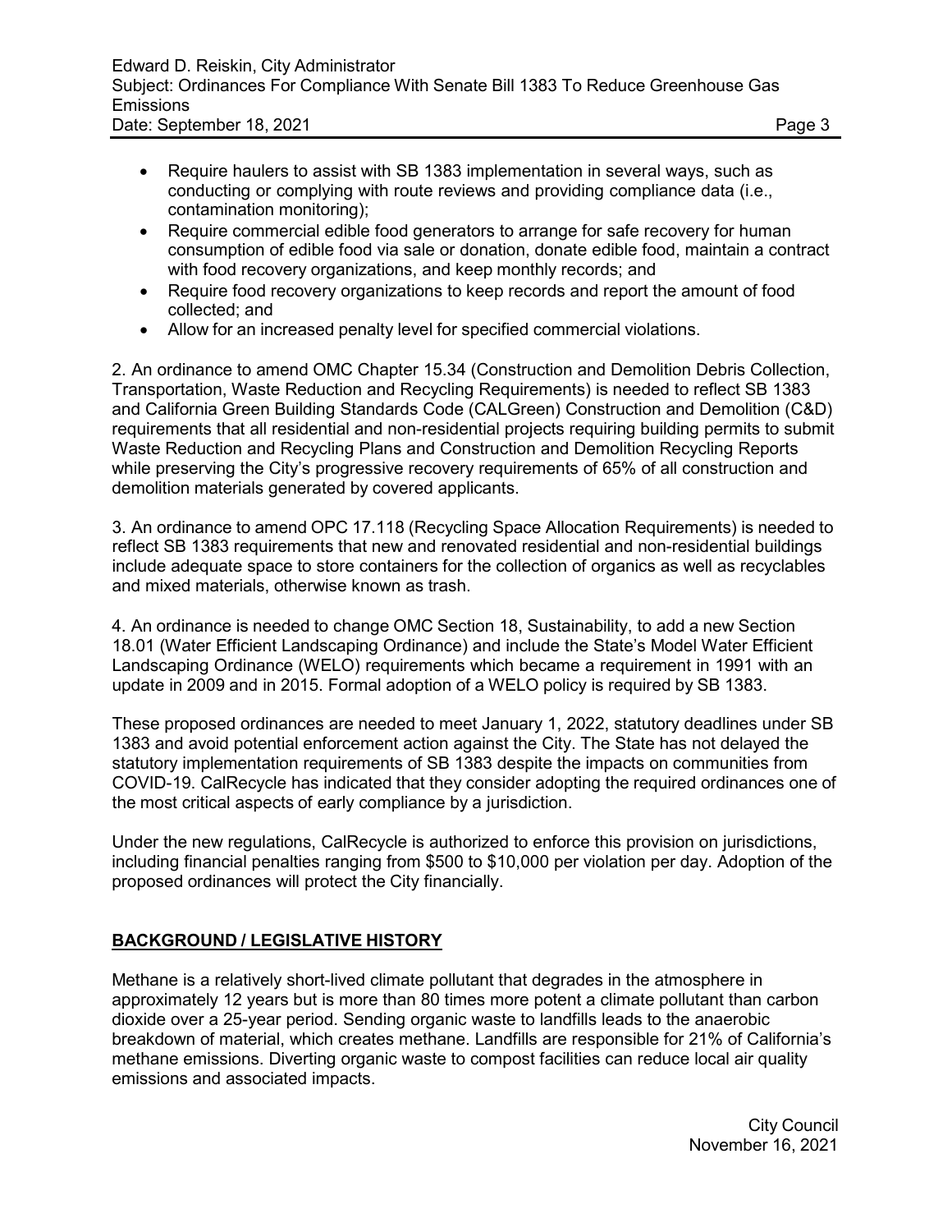- Require haulers to assist with SB 1383 implementation in several ways, such as conducting or complying with route reviews and providing compliance data (i.e., contamination monitoring);
- Require commercial edible food generators to arrange for safe recovery for human consumption of edible food via sale or donation, donate edible food, maintain a contract with food recovery organizations, and keep monthly records; and
- Require food recovery organizations to keep records and report the amount of food collected; and
- Allow for an increased penalty level for specified commercial violations.

2. An ordinance to amend OMC Chapter 15.34 (Construction and Demolition Debris Collection, Transportation, Waste Reduction and Recycling Requirements) is needed to reflect SB 1383 and California Green Building Standards Code (CALGreen) Construction and Demolition (C&D) requirements that all residential and non-residential projects requiring building permits to submit Waste Reduction and Recycling Plans and Construction and Demolition Recycling Reports while preserving the City's progressive recovery requirements of 65% of all construction and demolition materials generated by covered applicants.

3. An ordinance to amend OPC 17.118 (Recycling Space Allocation Requirements) is needed to reflect SB 1383 requirements that new and renovated residential and non-residential buildings include adequate space to store containers for the collection of organics as well as recyclables and mixed materials, otherwise known as trash.

4. An ordinance is needed to change OMC Section 18, Sustainability, to add a new Section 18.01 (Water Efficient Landscaping Ordinance) and include the State's Model Water Efficient Landscaping Ordinance (WELO) requirements which became a requirement in 1991 with an update in 2009 and in 2015. Formal adoption of a WELO policy is required by SB 1383.

These proposed ordinances are needed to meet January 1, 2022, statutory deadlines under SB 1383 and avoid potential enforcement action against the City. The State has not delayed the statutory implementation requirements of SB 1383 despite the impacts on communities from COVID-19. CalRecycle has indicated that they consider adopting the required ordinances one of the most critical aspects of early compliance by a jurisdiction.

Under the new regulations, CalRecycle is authorized to enforce this provision on jurisdictions, including financial penalties ranging from $500 to $10,000 per violation per day. Adoption of the proposed ordinances will protect the City financially.

## BACKGROUND / LEGISLATIVE HISTORY

Methane is a relatively short-lived climate pollutant that degrades in the atmosphere in approximately 12 years but is more than 80 times more potent a climate pollutant than carbon dioxide over a 25-year period. Sending organic waste to landfills leads to the anaerobic breakdown of material, which creates methane. Landfills are responsible for 21% of California's methane emissions. Diverting organic waste to compost facilities can reduce local air quality emissions and associated impacts.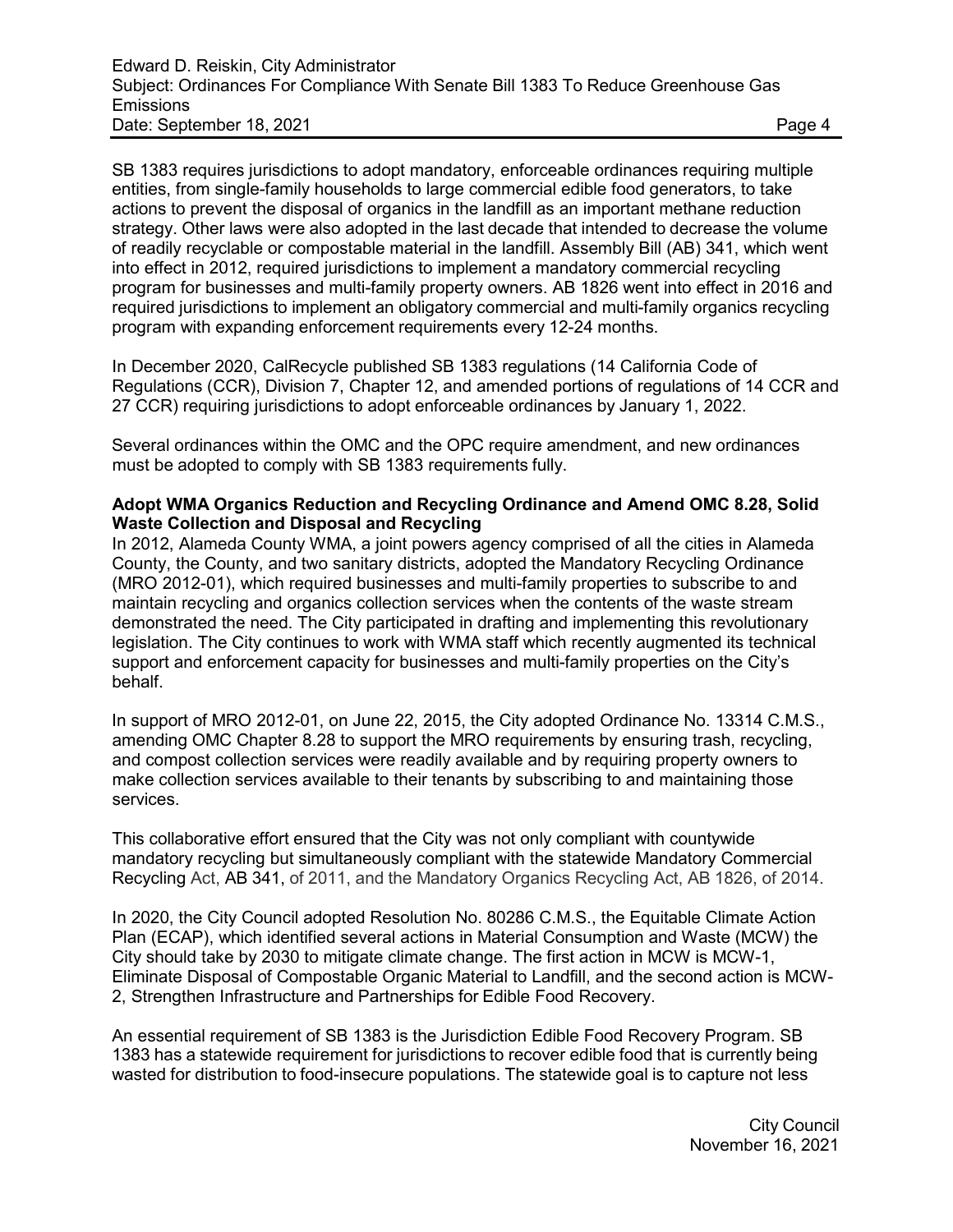SB 1383 requires jurisdictions to adopt mandatory, enforceable ordinances requiring multiple entities, from single-family households to large commercial edible food generators, to take actions to prevent the disposal of organics in the landfill as an important methane reduction strategy. Other laws were also adopted in the last decade that intended to decrease the volume of readily recyclable or compostable material in the landfill. Assembly Bill (AB) 341, which went into effect in 2012, required jurisdictions to implement a mandatory commercial recycling program for businesses and multi-family property owners. AB 1826 went into effect in 2016 and required jurisdictions to implement an obligatory commercial and multi-family organics recycling program with expanding enforcement requirements every 12-24 months.

In December 2020, CalRecycle published SB 1383 regulations (14 California Code of Regulations (CCR), Division 7, Chapter 12, and amended portions of regulations of 14 CCR and 27 CCR) requiring jurisdictions to adopt enforceable ordinances by January 1, 2022.

Several ordinances within the OMC and the OPC require amendment, and new ordinances must be adopted to comply with SB 1383 requirements fully.

**Adopt WMA Organics Reduction and Recycling Ordinance and Amend OMC 8.28, Solid Waste Collection and Disposal and Recycling**

In 2012, Alameda County WMA, a joint powers agency comprised of all the cities in Alameda County, the County, and two sanitary districts, adopted the Mandatory Recycling Ordinance (MRO 2012-01), which required businesses and multi-family properties to subscribe to and maintain recycling and organics collection services when the contents of the waste stream demonstrated the need. The City participated in drafting and implementing this revolutionary legislation. The City continues to work with WMA staff which recently augmented its technical support and enforcement capacity for businesses and multi-family properties on the City's behalf.

In support of MRO 2012-01, on June 22, 2015, the City adopted Ordinance No. 13314 C.M.S., amending OMC Chapter 8.28 to support the MRO requirements by ensuring trash, recycling, and compost collection services were readily available and by requiring property owners to make collection services available to their tenants by subscribing to and maintaining those services.

This collaborative effort ensured that the City was not only compliant with countywide mandatory recycling but simultaneously compliant with the statewide Mandatory Commercial Recycling Act, AB 341, of 2011, and the Mandatory Organics Recycling Act, AB 1826, of 2014.

In 2020, the City Council adopted Resolution No. 80286 C.M.S., the Equitable Climate Action Plan (ECAP), which identified several actions in Material Consumption and Waste (MCW) the City should take by 2030 to mitigate climate change. The first action in MCW is MCW-1, Eliminate Disposal of Compostable Organic Material to Landfill, and the second action is MCW-2, Strengthen Infrastructure and Partnerships for Edible Food Recovery.

An essential requirement of SB 1383 is the Jurisdiction Edible Food Recovery Program. SB 1383 has a statewide requirement for jurisdictions to recover edible food that is currently being wasted for distribution to food-insecure populations. The statewide goal is to capture not less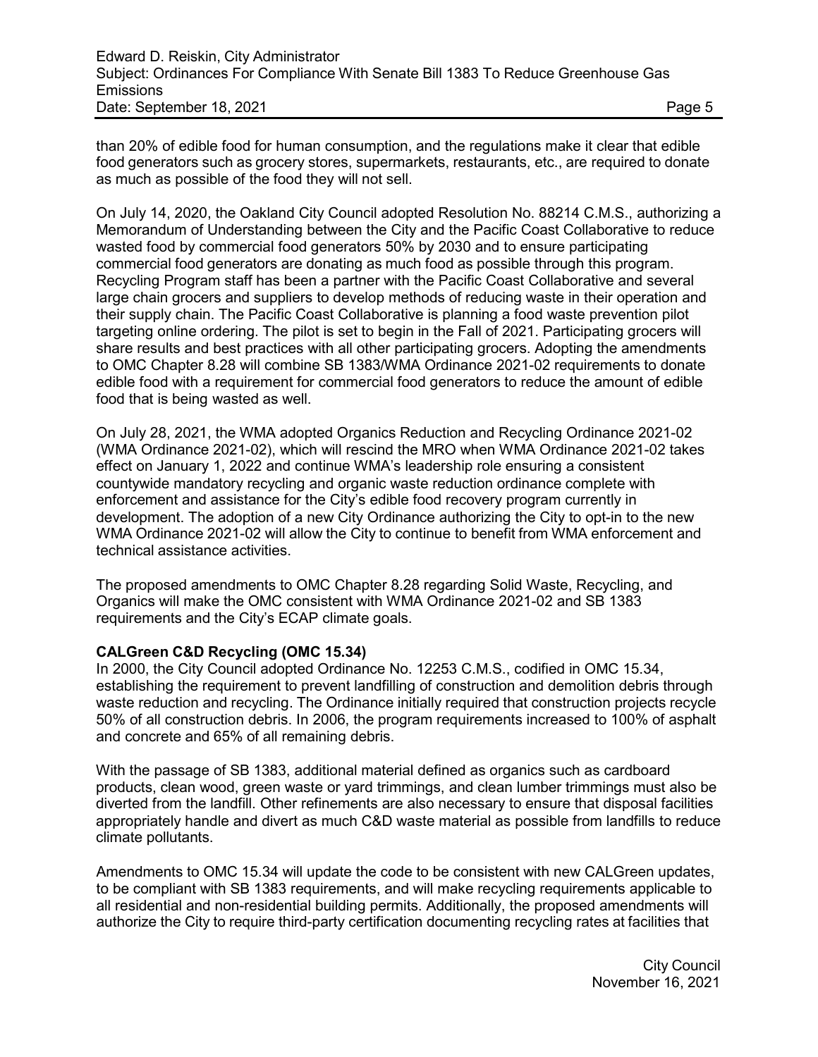than 20% of edible food for human consumption, and the regulations make it clear that edible food generators such as grocery stores, supermarkets, restaurants, etc., are required to donate as much as possible of the food they will not sell.

On July 14, 2020, the Oakland City Council adopted Resolution No. 88214 C.M.S., authorizing a Memorandum of Understanding between the City and the Pacific Coast Collaborative to reduce wasted food by commercial food generators 50% by 2030 and to ensure participating commercial food generators are donating as much food as possible through this program. Recycling Program staff has been a partner with the Pacific Coast Collaborative and several large chain grocers and suppliers to develop methods of reducing waste in their operation and their supply chain. The Pacific Coast Collaborative is planning a food waste prevention pilot targeting online ordering. The pilot is set to begin in the Fall of 2021. Participating grocers will share results and best practices with all other participating grocers. Adopting the amendments to OMC Chapter 8.28 will combine SB 1383/WMA Ordinance 2021-02 requirements to donate edible food with a requirement for commercial food generators to reduce the amount of edible food that is being wasted as well.

On July 28, 2021, the WMA adopted Organics Reduction and Recycling Ordinance 2021-02 (WMA Ordinance 2021-02), which will rescind the MRO when WMA Ordinance 2021-02 takes effect on January 1, 2022 and continue WMA's leadership role ensuring a consistent countywide mandatory recycling and organic waste reduction ordinance complete with enforcement and assistance for the City's edible food recovery program currently in development. The adoption of a new City Ordinance authorizing the City to opt-in to the new WMA Ordinance 2021-02 will allow the City to continue to benefit from WMA enforcement and technical assistance activities.

The proposed amendments to OMC Chapter 8.28 regarding Solid Waste, Recycling, and Organics will make the OMC consistent with WMA Ordinance 2021-02 and SB 1383 requirements and the City's ECAP climate goals.

**CALGreen C&D Recycling (OMC 15.34)**

In 2000, the City Council adopted Ordinance No. 12253 C.M.S., codified in OMC 15.34, establishing the requirement to prevent landfilling of construction and demolition debris through waste reduction and recycling. The Ordinance initially required that construction projects recycle 50% of all construction debris. In 2006, the program requirements increased to 100% of asphalt and concrete and 65% of all remaining debris.

With the passage of SB 1383, additional material defined as organics such as cardboard products, clean wood, green waste or yard trimmings, and clean lumber trimmings must also be diverted from the landfill. Other refinements are also necessary to ensure that disposal facilities appropriately handle and divert as much C&D waste material as possible from landfills to reduce climate pollutants.

Amendments to OMC 15.34 will update the code to be consistent with new CALGreen updates, to be compliant with SB 1383 requirements, and will make recycling requirements applicable to all residential and non-residential building permits. Additionally, the proposed amendments will authorize the City to require third-party certification documenting recycling rates at facilities that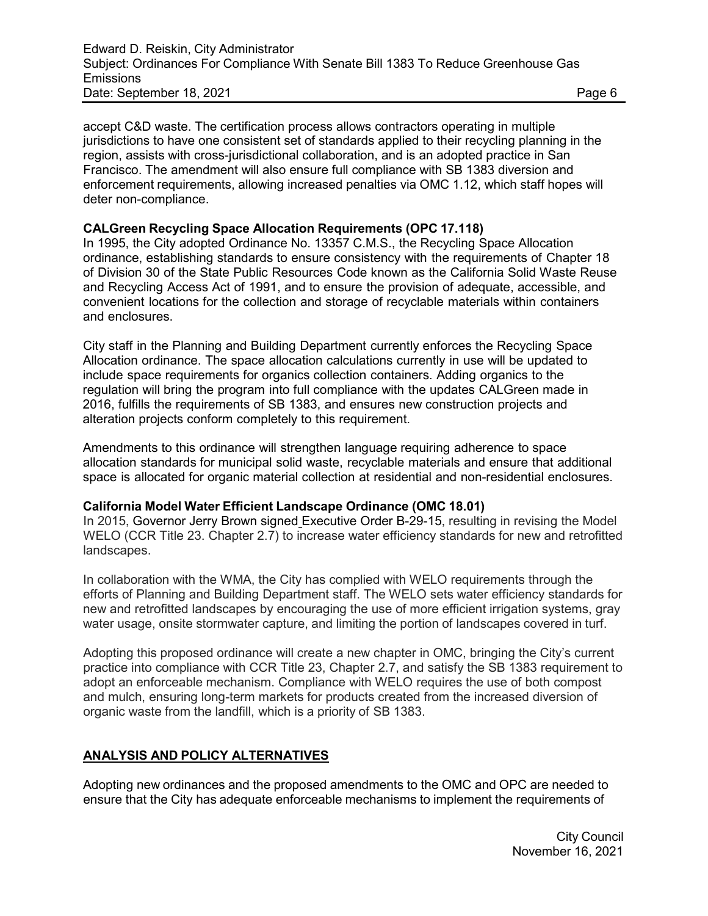accept C&D waste. The certification process allows contractors operating in multiple jurisdictions to have one consistent set of standards applied to their recycling planning in the region, assists with cross-jurisdictional collaboration, and is an adopted practice in San Francisco. The amendment will also ensure full compliance with SB 1383 diversion and enforcement requirements, allowing increased penalties via OMC 1.12, which staff hopes will deter non-compliance.

**CALGreen Recycling Space Allocation Requirements (OPC 17.118)**

In 1995, the City adopted Ordinance No. 13357 C.M.S., the Recycling Space Allocation ordinance, establishing standards to ensure consistency with the requirements of Chapter 18 of Division 30 of the State Public Resources Code known as the California Solid Waste Reuse and Recycling Access Act of 1991, and to ensure the provision of adequate, accessible, and convenient locations for the collection and storage of recyclable materials within containers and enclosures.

City staff in the Planning and Building Department currently enforces the Recycling Space Allocation ordinance. The space allocation calculations currently in use will be updated to include space requirements for organics collection containers. Adding organics to the regulation will bring the program into full compliance with the updates CALGreen made in 2016, fulfills the requirements of SB 1383, and ensures new construction projects and alteration projects conform completely to this requirement.

Amendments to this ordinance will strengthen language requiring adherence to space allocation standards for municipal solid waste, recyclable materials and ensure that additional space is allocated for organic material collection at residential and non-residential enclosures.

**California Model Water Efficient Landscape Ordinance (OMC 18.01)**

In 2015, Governor Jerry Brown signed Executive Order B-29-15, resulting in revising the Model WELO (CCR Title 23. Chapter 2.7) to increase water efficiency standards for new and retrofitted landscapes.

In collaboration with the WMA, the City has complied with WELO requirements through the efforts of Planning and Building Department staff. The WELO sets water efficiency standards for new and retrofitted landscapes by encouraging the use of more efficient irrigation systems, gray water usage, onsite stormwater capture, and limiting the portion of landscapes covered in turf.

Adopting this proposed ordinance will create a new chapter in OMC, bringing the City's current practice into compliance with CCR Title 23, Chapter 2.7, and satisfy the SB 1383 requirement to adopt an enforceable mechanism. Compliance with WELO requires the use of both compost and mulch, ensuring long-term markets for products created from the increased diversion of organic waste from the landfill, which is a priority of SB 1383.

## ANALYSIS AND POLICY ALTERNATIVES

Adopting new ordinances and the proposed amendments to the OMC and OPC are needed to ensure that the City has adequate enforceable mechanisms to implement the requirements of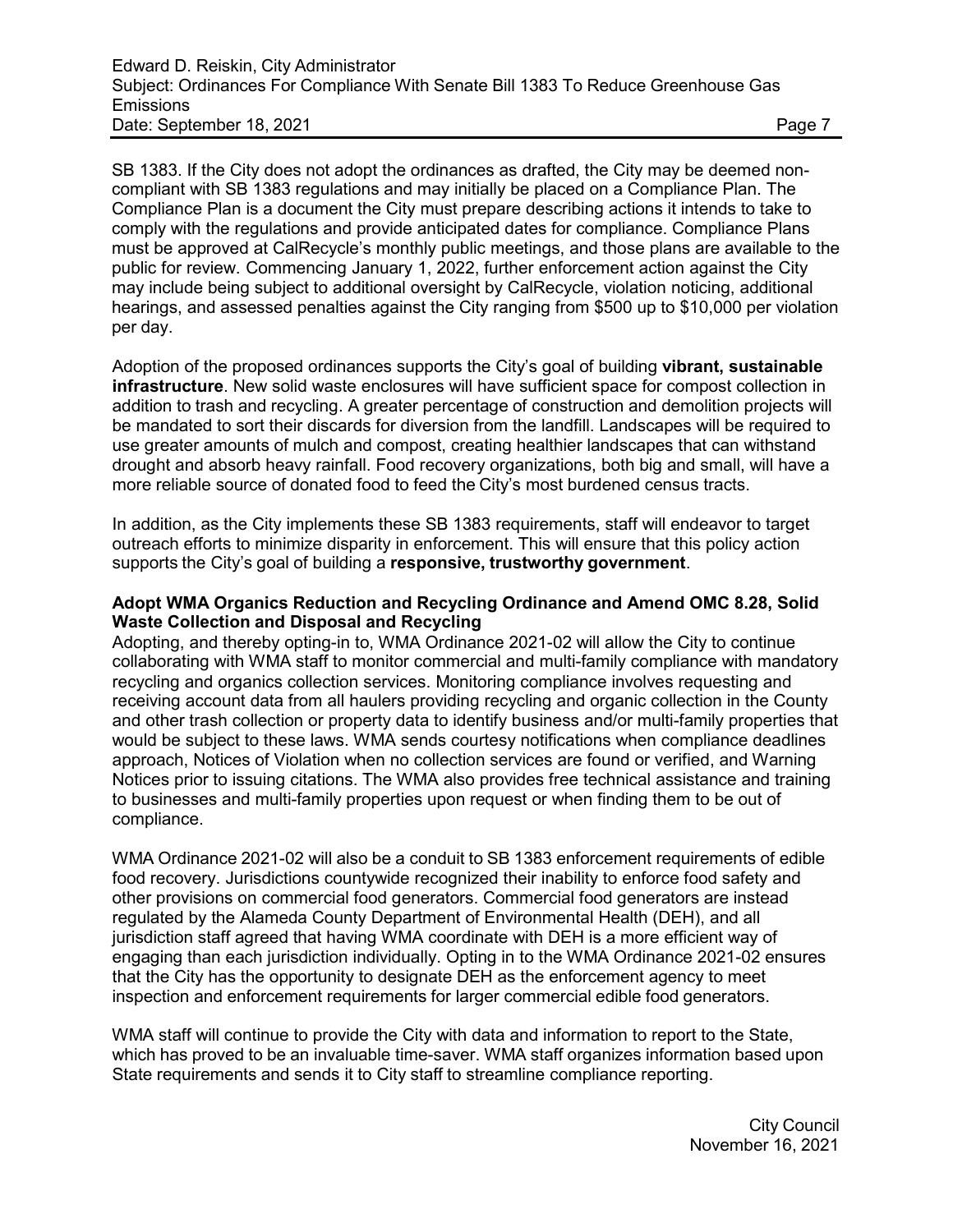SB 1383. If the City does not adopt the ordinances as drafted, the City may be deemed non-compliant with SB 1383 regulations and may initially be placed on a Compliance Plan. The Compliance Plan is a document the City must prepare describing actions it intends to take to comply with the regulations and provide anticipated dates for compliance. Compliance Plans must be approved at CalRecycle's monthly public meetings, and those plans are available to the public for review. Commencing January 1, 2022, further enforcement action against the City may include being subject to additional oversight by CalRecycle, violation noticing, additional hearings, and assessed penalties against the City ranging from $500 up to $10,000 per violation per day.

Adoption of the proposed ordinances supports the City's goal of building **vibrant, sustainable infrastructure**. New solid waste enclosures will have sufficient space for compost collection in addition to trash and recycling. A greater percentage of construction and demolition projects will be mandated to sort their discards for diversion from the landfill. Landscapes will be required to use greater amounts of mulch and compost, creating healthier landscapes that can withstand drought and absorb heavy rainfall. Food recovery organizations, both big and small, will have a more reliable source of donated food to feed the City's most burdened census tracts.

In addition, as the City implements these SB 1383 requirements, staff will endeavor to target outreach efforts to minimize disparity in enforcement. This will ensure that this policy action supports the City's goal of building a **responsive, trustworthy government**.

**Adopt WMA Organics Reduction and Recycling Ordinance and Amend OMC 8.28, Solid Waste Collection and Disposal and Recycling**

Adopting, and thereby opting-in to, WMA Ordinance 2021-02 will allow the City to continue collaborating with WMA staff to monitor commercial and multi-family compliance with mandatory recycling and organics collection services. Monitoring compliance involves requesting and receiving account data from all haulers providing recycling and organic collection in the County and other trash collection or property data to identify business and/or multi-family properties that would be subject to these laws. WMA sends courtesy notifications when compliance deadlines approach, Notices of Violation when no collection services are found or verified, and Warning Notices prior to issuing citations. The WMA also provides free technical assistance and training to businesses and multi-family properties upon request or when finding them to be out of compliance.

WMA Ordinance 2021-02 will also be a conduit to SB 1383 enforcement requirements of edible food recovery. Jurisdictions countywide recognized their inability to enforce food safety and other provisions on commercial food generators. Commercial food generators are instead regulated by the Alameda County Department of Environmental Health (DEH), and all jurisdiction staff agreed that having WMA coordinate with DEH is a more efficient way of engaging than each jurisdiction individually. Opting in to the WMA Ordinance 2021-02 ensures that the City has the opportunity to designate DEH as the enforcement agency to meet inspection and enforcement requirements for larger commercial edible food generators.

WMA staff will continue to provide the City with data and information to report to the State, which has proved to be an invaluable time-saver. WMA staff organizes information based upon State requirements and sends it to City staff to streamline compliance reporting.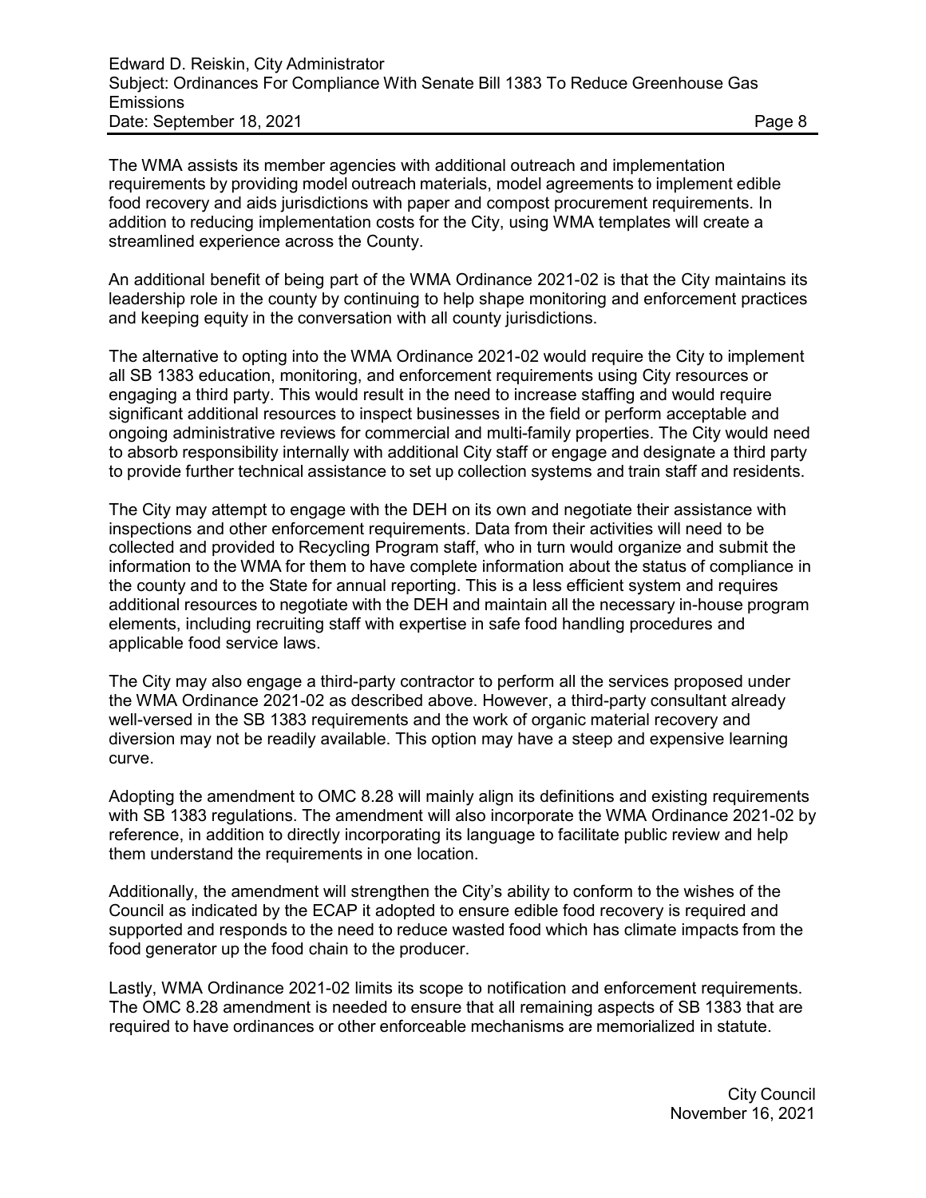The WMA assists its member agencies with additional outreach and implementation requirements by providing model outreach materials, model agreements to implement edible food recovery and aids jurisdictions with paper and compost procurement requirements. In addition to reducing implementation costs for the City, using WMA templates will create a streamlined experience across the County.

An additional benefit of being part of the WMA Ordinance 2021-02 is that the City maintains its leadership role in the county by continuing to help shape monitoring and enforcement practices and keeping equity in the conversation with all county jurisdictions.

The alternative to opting into the WMA Ordinance 2021-02 would require the City to implement all SB 1383 education, monitoring, and enforcement requirements using City resources or engaging a third party. This would result in the need to increase staffing and would require significant additional resources to inspect businesses in the field or perform acceptable and ongoing administrative reviews for commercial and multi-family properties. The City would need to absorb responsibility internally with additional City staff or engage and designate a third party to provide further technical assistance to set up collection systems and train staff and residents.

The City may attempt to engage with the DEH on its own and negotiate their assistance with inspections and other enforcement requirements. Data from their activities will need to be collected and provided to Recycling Program staff, who in turn would organize and submit the information to the WMA for them to have complete information about the status of compliance in the county and to the State for annual reporting. This is a less efficient system and requires additional resources to negotiate with the DEH and maintain all the necessary in-house program elements, including recruiting staff with expertise in safe food handling procedures and applicable food service laws.

The City may also engage a third-party contractor to perform all the services proposed under the WMA Ordinance 2021-02 as described above. However, a third-party consultant already well-versed in the SB 1383 requirements and the work of organic material recovery and diversion may not be readily available. This option may have a steep and expensive learning curve.

Adopting the amendment to OMC 8.28 will mainly align its definitions and existing requirements with SB 1383 regulations. The amendment will also incorporate the WMA Ordinance 2021-02 by reference, in addition to directly incorporating its language to facilitate public review and help them understand the requirements in one location.

Additionally, the amendment will strengthen the City's ability to conform to the wishes of the Council as indicated by the ECAP it adopted to ensure edible food recovery is required and supported and responds to the need to reduce wasted food which has climate impacts from the food generator up the food chain to the producer.

Lastly, WMA Ordinance 2021-02 limits its scope to notification and enforcement requirements. The OMC 8.28 amendment is needed to ensure that all remaining aspects of SB 1383 that are required to have ordinances or other enforceable mechanisms are memorialized in statute.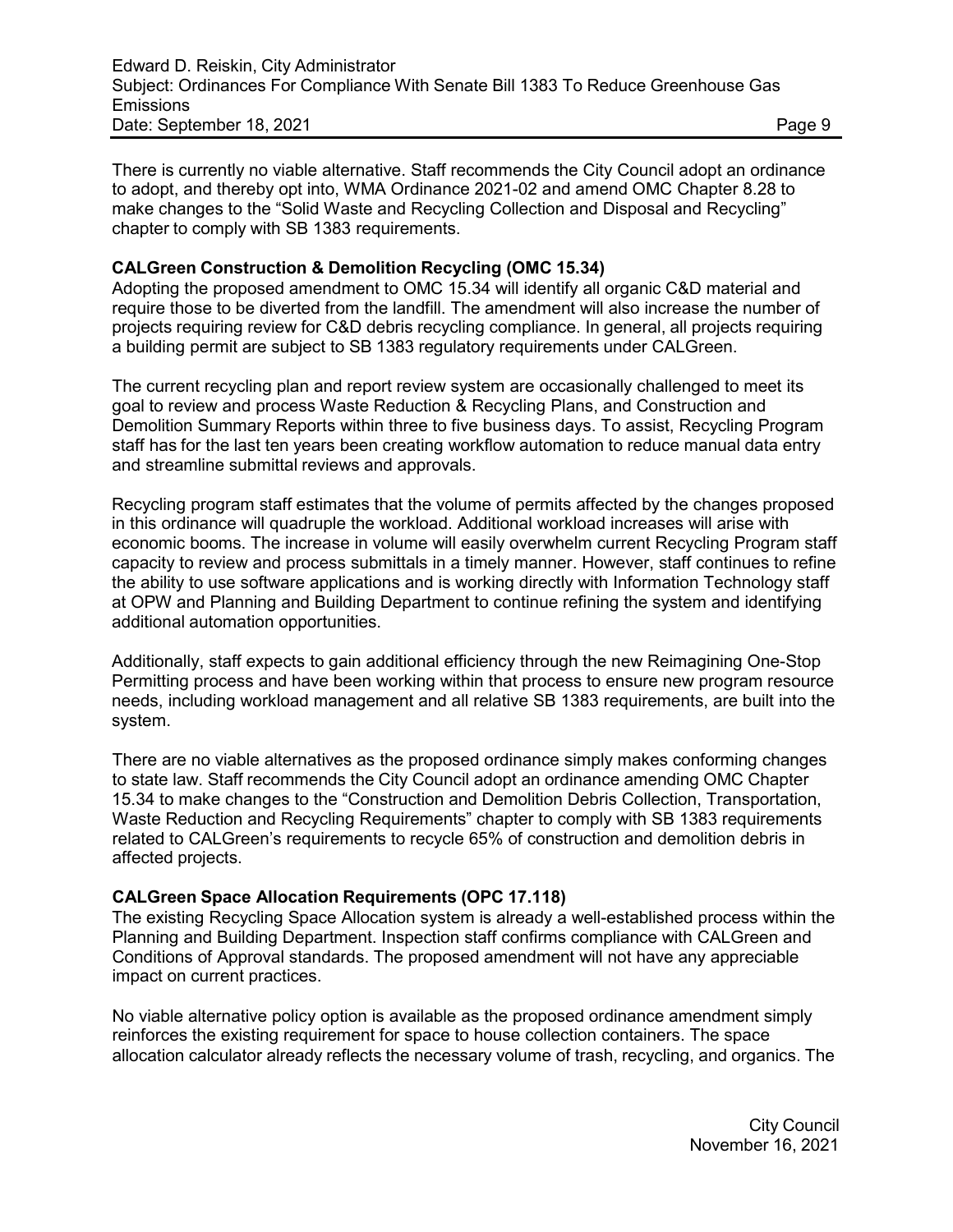There is currently no viable alternative. Staff recommends the City Council adopt an ordinance to adopt, and thereby opt into, WMA Ordinance 2021-02 and amend OMC Chapter 8.28 to make changes to the "Solid Waste and Recycling Collection and Disposal and Recycling" chapter to comply with SB 1383 requirements.

**CALGreen Construction & Demolition Recycling (OMC 15.34)**
Adopting the proposed amendment to OMC 15.34 will identify all organic C&D material and require those to be diverted from the landfill. The amendment will also increase the number of projects requiring review for C&D debris recycling compliance. In general, all projects requiring a building permit are subject to SB 1383 regulatory requirements under CALGreen.

The current recycling plan and report review system are occasionally challenged to meet its goal to review and process Waste Reduction & Recycling Plans, and Construction and Demolition Summary Reports within three to five business days. To assist, Recycling Program staff has for the last ten years been creating workflow automation to reduce manual data entry and streamline submittal reviews and approvals.

Recycling program staff estimates that the volume of permits affected by the changes proposed in this ordinance will quadruple the workload. Additional workload increases will arise with economic booms. The increase in volume will easily overwhelm current Recycling Program staff capacity to review and process submittals in a timely manner. However, staff continues to refine the ability to use software applications and is working directly with Information Technology staff at OPW and Planning and Building Department to continue refining the system and identifying additional automation opportunities.

Additionally, staff expects to gain additional efficiency through the new Reimagining One-Stop Permitting process and have been working within that process to ensure new program resource needs, including workload management and all relative SB 1383 requirements, are built into the system.

There are no viable alternatives as the proposed ordinance simply makes conforming changes to state law. Staff recommends the City Council adopt an ordinance amending OMC Chapter 15.34 to make changes to the "Construction and Demolition Debris Collection, Transportation, Waste Reduction and Recycling Requirements" chapter to comply with SB 1383 requirements related to CALGreen's requirements to recycle 65% of construction and demolition debris in affected projects.

**CALGreen Space Allocation Requirements (OPC 17.118)**
The existing Recycling Space Allocation system is already a well-established process within the Planning and Building Department. Inspection staff confirms compliance with CALGreen and Conditions of Approval standards. The proposed amendment will not have any appreciable impact on current practices.

No viable alternative policy option is available as the proposed ordinance amendment simply reinforces the existing requirement for space to house collection containers. The space allocation calculator already reflects the necessary volume of trash, recycling, and organics. The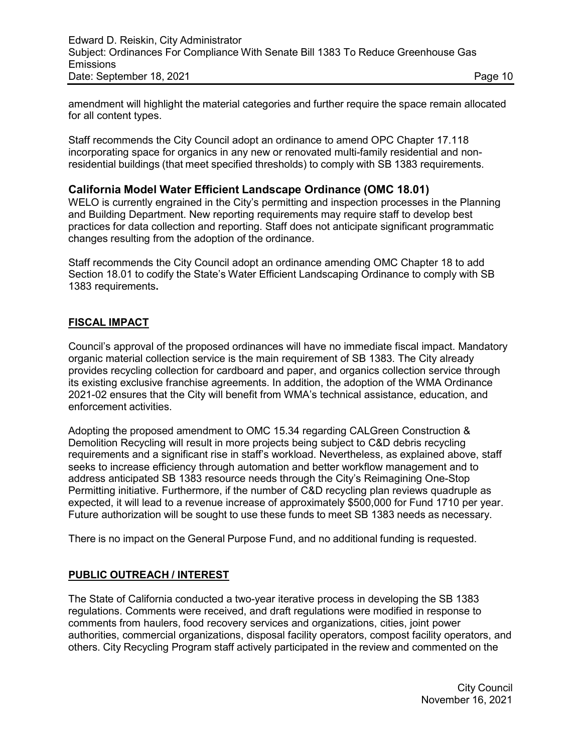amendment will highlight the material categories and further require the space remain allocated for all content types.

Staff recommends the City Council adopt an ordinance to amend OPC Chapter 17.118 incorporating space for organics in any new or renovated multi-family residential and non-residential buildings (that meet specified thresholds) to comply with SB 1383 requirements.

### California Model Water Efficient Landscape Ordinance (OMC 18.01)

WELO is currently engrained in the City's permitting and inspection processes in the Planning and Building Department. New reporting requirements may require staff to develop best practices for data collection and reporting. Staff does not anticipate significant programmatic changes resulting from the adoption of the ordinance.

Staff recommends the City Council adopt an ordinance amending OMC Chapter 18 to add Section 18.01 to codify the State's Water Efficient Landscaping Ordinance to comply with SB 1383 requirements**.**

## FISCAL IMPACT

Council's approval of the proposed ordinances will have no immediate fiscal impact. Mandatory organic material collection service is the main requirement of SB 1383. The City already provides recycling collection for cardboard and paper, and organics collection service through its existing exclusive franchise agreements. In addition, the adoption of the WMA Ordinance 2021-02 ensures that the City will benefit from WMA's technical assistance, education, and enforcement activities.

Adopting the proposed amendment to OMC 15.34 regarding CALGreen Construction & Demolition Recycling will result in more projects being subject to C&D debris recycling requirements and a significant rise in staff's workload. Nevertheless, as explained above, staff seeks to increase efficiency through automation and better workflow management and to address anticipated SB 1383 resource needs through the City's Reimagining One-Stop Permitting initiative. Furthermore, if the number of C&D recycling plan reviews quadruple as expected, it will lead to a revenue increase of approximately $500,000 for Fund 1710 per year. Future authorization will be sought to use these funds to meet SB 1383 needs as necessary.

There is no impact on the General Purpose Fund, and no additional funding is requested.

## PUBLIC OUTREACH / INTEREST

The State of California conducted a two-year iterative process in developing the SB 1383 regulations. Comments were received, and draft regulations were modified in response to comments from haulers, food recovery services and organizations, cities, joint power authorities, commercial organizations, disposal facility operators, compost facility operators, and others. City Recycling Program staff actively participated in the review and commented on the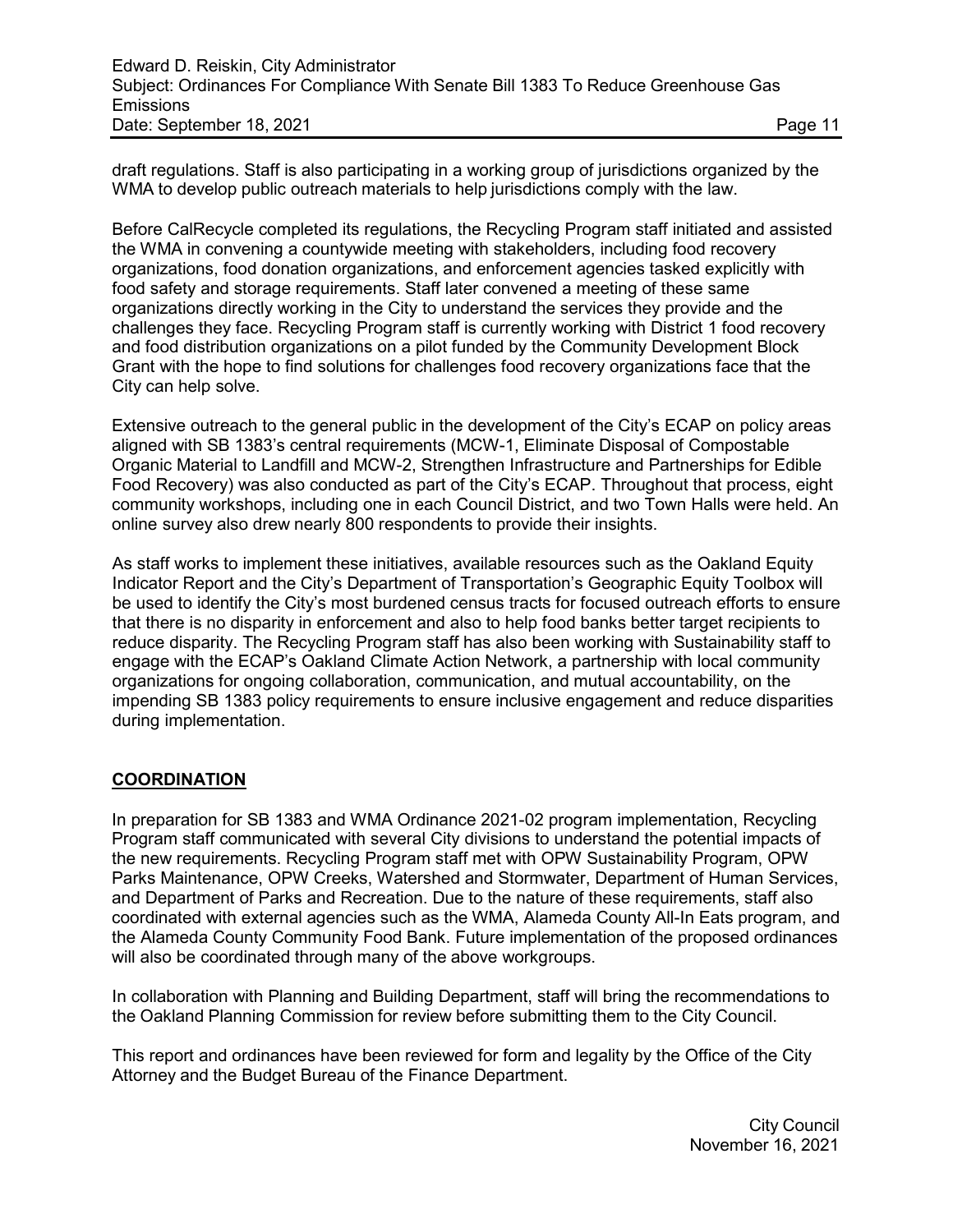draft regulations. Staff is also participating in a working group of jurisdictions organized by the WMA to develop public outreach materials to help jurisdictions comply with the law.

Before CalRecycle completed its regulations, the Recycling Program staff initiated and assisted the WMA in convening a countywide meeting with stakeholders, including food recovery organizations, food donation organizations, and enforcement agencies tasked explicitly with food safety and storage requirements. Staff later convened a meeting of these same organizations directly working in the City to understand the services they provide and the challenges they face. Recycling Program staff is currently working with District 1 food recovery and food distribution organizations on a pilot funded by the Community Development Block Grant with the hope to find solutions for challenges food recovery organizations face that the City can help solve.

Extensive outreach to the general public in the development of the City's ECAP on policy areas aligned with SB 1383's central requirements (MCW-1, Eliminate Disposal of Compostable Organic Material to Landfill and MCW-2, Strengthen Infrastructure and Partnerships for Edible Food Recovery) was also conducted as part of the City's ECAP. Throughout that process, eight community workshops, including one in each Council District, and two Town Halls were held. An online survey also drew nearly 800 respondents to provide their insights.

As staff works to implement these initiatives, available resources such as the Oakland Equity Indicator Report and the City's Department of Transportation's Geographic Equity Toolbox will be used to identify the City's most burdened census tracts for focused outreach efforts to ensure that there is no disparity in enforcement and also to help food banks better target recipients to reduce disparity. The Recycling Program staff has also been working with Sustainability staff to engage with the ECAP's Oakland Climate Action Network, a partnership with local community organizations for ongoing collaboration, communication, and mutual accountability, on the impending SB 1383 policy requirements to ensure inclusive engagement and reduce disparities during implementation.

## **COORDINATION**

In preparation for SB 1383 and WMA Ordinance 2021-02 program implementation, Recycling Program staff communicated with several City divisions to understand the potential impacts of the new requirements. Recycling Program staff met with OPW Sustainability Program, OPW Parks Maintenance, OPW Creeks, Watershed and Stormwater, Department of Human Services, and Department of Parks and Recreation. Due to the nature of these requirements, staff also coordinated with external agencies such as the WMA, Alameda County All-In Eats program, and the Alameda County Community Food Bank. Future implementation of the proposed ordinances will also be coordinated through many of the above workgroups.

In collaboration with Planning and Building Department, staff will bring the recommendations to the Oakland Planning Commission for review before submitting them to the City Council.

This report and ordinances have been reviewed for form and legality by the Office of the City Attorney and the Budget Bureau of the Finance Department.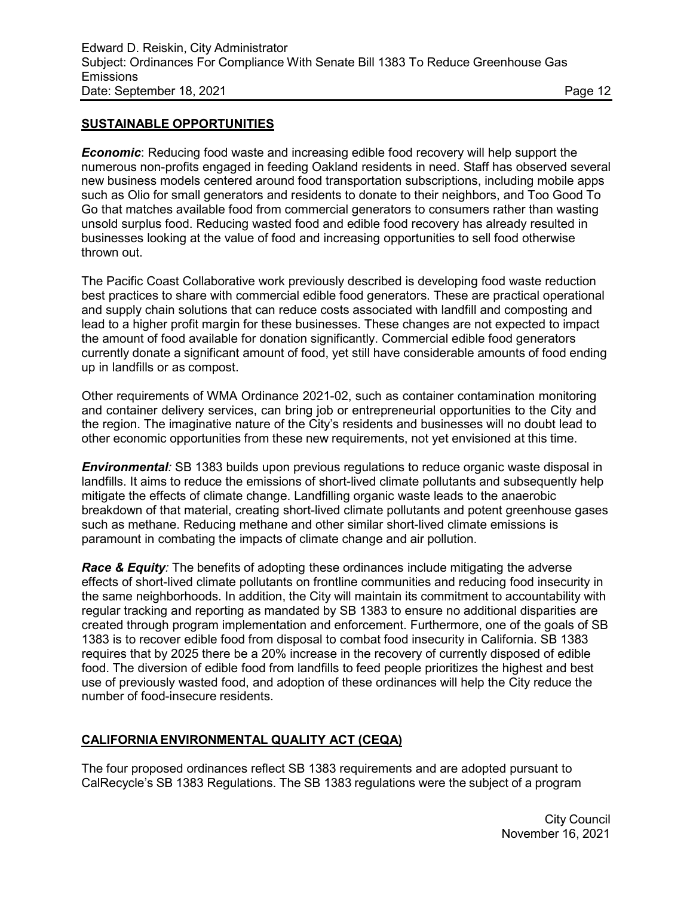## SUSTAINABLE OPPORTUNITIES

***Economic***: Reducing food waste and increasing edible food recovery will help support the numerous non-profits engaged in feeding Oakland residents in need. Staff has observed several new business models centered around food transportation subscriptions, including mobile apps such as Olio for small generators and residents to donate to their neighbors, and Too Good To Go that matches available food from commercial generators to consumers rather than wasting unsold surplus food. Reducing wasted food and edible food recovery has already resulted in businesses looking at the value of food and increasing opportunities to sell food otherwise thrown out.

The Pacific Coast Collaborative work previously described is developing food waste reduction best practices to share with commercial edible food generators. These are practical operational and supply chain solutions that can reduce costs associated with landfill and composting and lead to a higher profit margin for these businesses. These changes are not expected to impact the amount of food available for donation significantly. Commercial edible food generators currently donate a significant amount of food, yet still have considerable amounts of food ending up in landfills or as compost.

Other requirements of WMA Ordinance 2021-02, such as container contamination monitoring and container delivery services, can bring job or entrepreneurial opportunities to the City and the region. The imaginative nature of the City's residents and businesses will no doubt lead to other economic opportunities from these new requirements, not yet envisioned at this time.

***Environmental**:* SB 1383 builds upon previous regulations to reduce organic waste disposal in landfills. It aims to reduce the emissions of short-lived climate pollutants and subsequently help mitigate the effects of climate change. Landfilling organic waste leads to the anaerobic breakdown of that material, creating short-lived climate pollutants and potent greenhouse gases such as methane. Reducing methane and other similar short-lived climate emissions is paramount in combating the impacts of climate change and air pollution.

***Race & Equity**:* The benefits of adopting these ordinances include mitigating the adverse effects of short-lived climate pollutants on frontline communities and reducing food insecurity in the same neighborhoods. In addition, the City will maintain its commitment to accountability with regular tracking and reporting as mandated by SB 1383 to ensure no additional disparities are created through program implementation and enforcement. Furthermore, one of the goals of SB 1383 is to recover edible food from disposal to combat food insecurity in California. SB 1383 requires that by 2025 there be a 20% increase in the recovery of currently disposed of edible food. The diversion of edible food from landfills to feed people prioritizes the highest and best use of previously wasted food, and adoption of these ordinances will help the City reduce the number of food-insecure residents.

## CALIFORNIA ENVIRONMENTAL QUALITY ACT (CEQA)

The four proposed ordinances reflect SB 1383 requirements and are adopted pursuant to CalRecycle's SB 1383 Regulations. The SB 1383 regulations were the subject of a program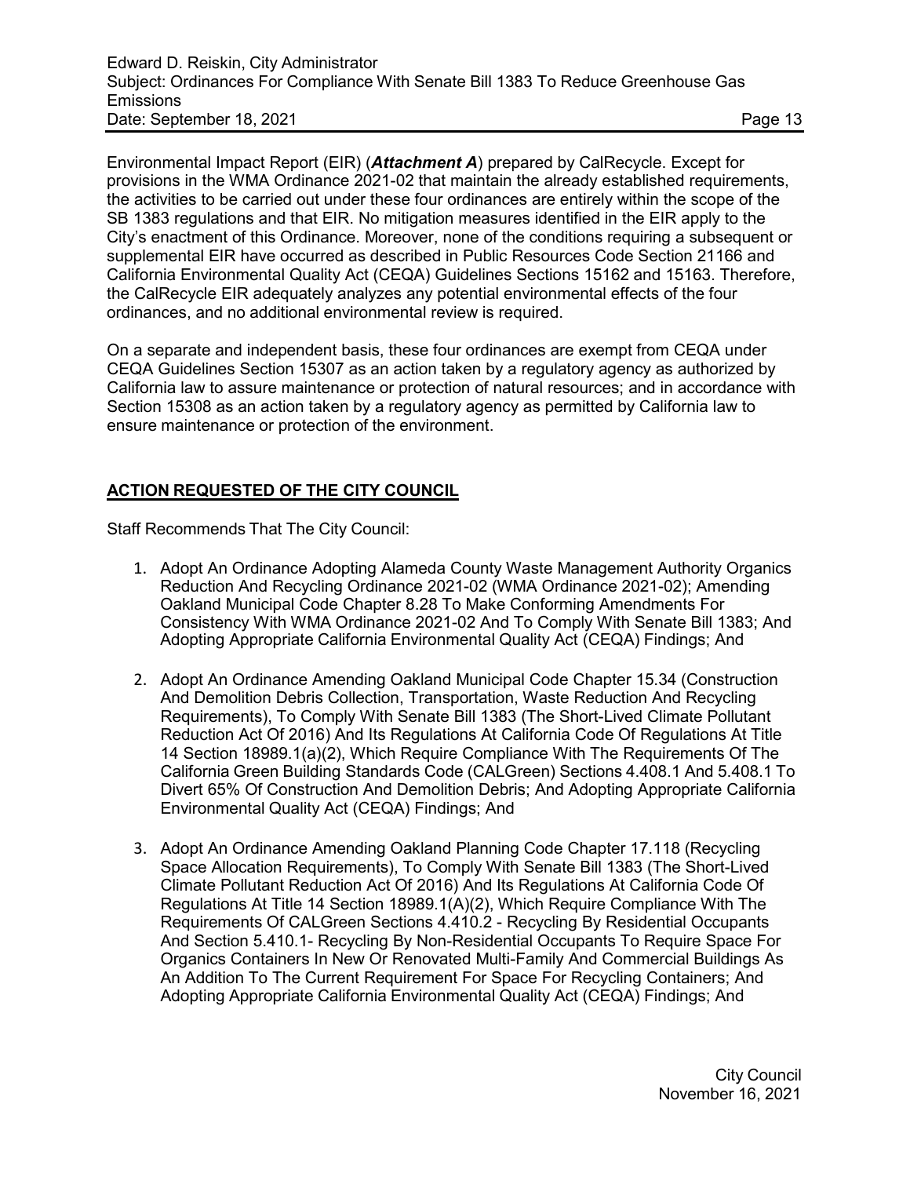Environmental Impact Report (EIR) (***Attachment A***) prepared by CalRecycle. Except for provisions in the WMA Ordinance 2021-02 that maintain the already established requirements, the activities to be carried out under these four ordinances are entirely within the scope of the SB 1383 regulations and that EIR. No mitigation measures identified in the EIR apply to the City's enactment of this Ordinance. Moreover, none of the conditions requiring a subsequent or supplemental EIR have occurred as described in Public Resources Code Section 21166 and California Environmental Quality Act (CEQA) Guidelines Sections 15162 and 15163. Therefore, the CalRecycle EIR adequately analyzes any potential environmental effects of the four ordinances, and no additional environmental review is required.

On a separate and independent basis, these four ordinances are exempt from CEQA under CEQA Guidelines Section 15307 as an action taken by a regulatory agency as authorized by California law to assure maintenance or protection of natural resources; and in accordance with Section 15308 as an action taken by a regulatory agency as permitted by California law to ensure maintenance or protection of the environment.

## ACTION REQUESTED OF THE CITY COUNCIL

Staff Recommends That The City Council:

1. Adopt An Ordinance Adopting Alameda County Waste Management Authority Organics Reduction And Recycling Ordinance 2021-02 (WMA Ordinance 2021-02); Amending Oakland Municipal Code Chapter 8.28 To Make Conforming Amendments For Consistency With WMA Ordinance 2021-02 And To Comply With Senate Bill 1383; And Adopting Appropriate California Environmental Quality Act (CEQA) Findings; And

2. Adopt An Ordinance Amending Oakland Municipal Code Chapter 15.34 (Construction And Demolition Debris Collection, Transportation, Waste Reduction And Recycling Requirements), To Comply With Senate Bill 1383 (The Short-Lived Climate Pollutant Reduction Act Of 2016) And Its Regulations At California Code Of Regulations At Title 14 Section 18989.1(a)(2), Which Require Compliance With The Requirements Of The California Green Building Standards Code (CALGreen) Sections 4.408.1 And 5.408.1 To Divert 65% Of Construction And Demolition Debris; And Adopting Appropriate California Environmental Quality Act (CEQA) Findings; And

3. Adopt An Ordinance Amending Oakland Planning Code Chapter 17.118 (Recycling Space Allocation Requirements), To Comply With Senate Bill 1383 (The Short-Lived Climate Pollutant Reduction Act Of 2016) And Its Regulations At California Code Of Regulations At Title 14 Section 18989.1(A)(2), Which Require Compliance With The Requirements Of CALGreen Sections 4.410.2 - Recycling By Residential Occupants And Section 5.410.1- Recycling By Non-Residential Occupants To Require Space For Organics Containers In New Or Renovated Multi-Family And Commercial Buildings As An Addition To The Current Requirement For Space For Recycling Containers; And Adopting Appropriate California Environmental Quality Act (CEQA) Findings; And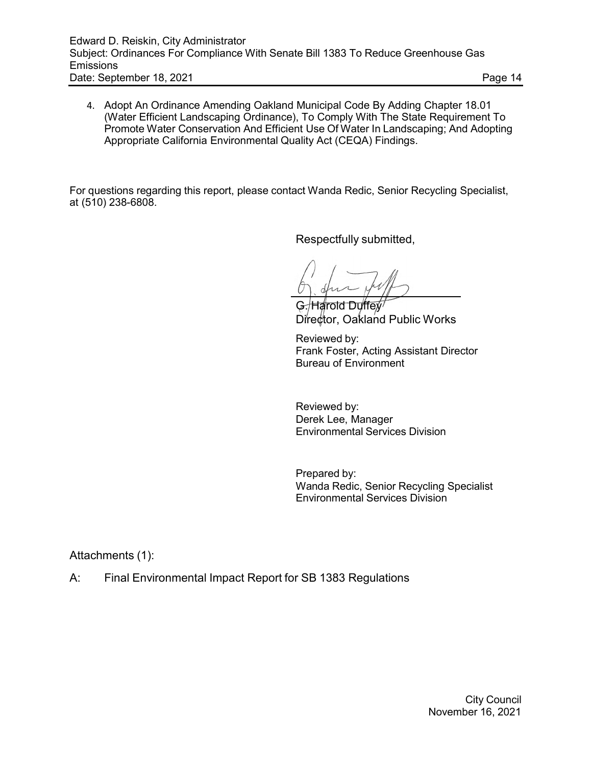4. Adopt An Ordinance Amending Oakland Municipal Code By Adding Chapter 18.01 (Water Efficient Landscaping Ordinance), To Comply With The State Requirement To Promote Water Conservation And Efficient Use Of Water In Landscaping; And Adopting Appropriate California Environmental Quality Act (CEQA) Findings.

For questions regarding this report, please contact Wanda Redic, Senior Recycling Specialist, at (510) 238-6808.

Respectfully submitted,

G. Harold Duffey
Director, Oakland Public Works

Reviewed by:
Frank Foster, Acting Assistant Director
Bureau of Environment

Reviewed by:
Derek Lee, Manager
Environmental Services Division

Prepared by:
Wanda Redic, Senior Recycling Specialist
Environmental Services Division

Attachments (1):

A: Final Environmental Impact Report for SB 1383 Regulations